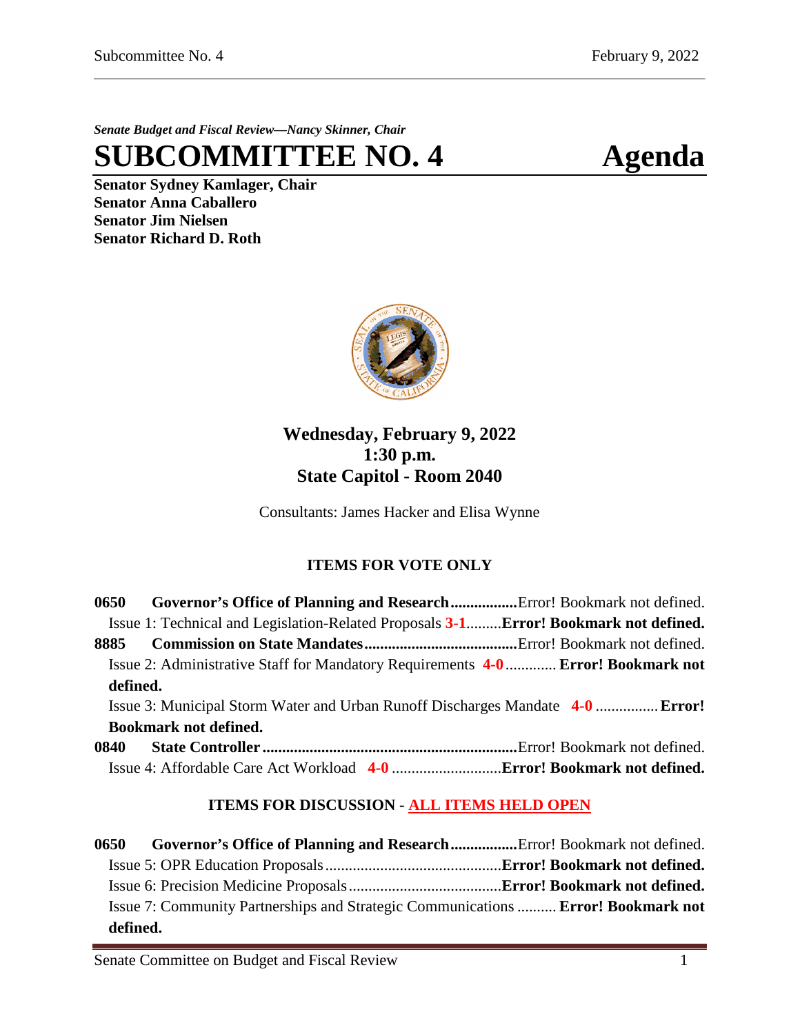*Senate Budget and Fiscal Review—Nancy Skinner, Chair*

# SUBCOMMITTEE NO. 4 Agenda

**Senator Sydney Kamlager, Chair**
**Senator Anna Caballero**
**Senator Jim Nielsen**
**Senator Richard D. Roth**

## Wednesday, February 9, 2022
## 1:30 p.m.
## State Capitol - Room 2040

Consultants: James Hacker and Elisa Wynne

### ITEMS FOR VOTE ONLY

**0650 Governor's Office of Planning and Research**................Error! Bookmark not defined.
Issue 1: Technical and Legislation-Related Proposals **3-1**.........**Error! Bookmark not defined.**
**8885 Commission on State Mandates**......................................Error! Bookmark not defined.
Issue 2: Administrative Staff for Mandatory Requirements **4-0**............ **Error! Bookmark not defined.**
Issue 3: Municipal Storm Water and Urban Runoff Discharges Mandate **4-0** ................**Error! Bookmark not defined.**
**0840 State Controller**................................................................Error! Bookmark not defined.
Issue 4: Affordable Care Act Workload **4-0** ...........................**Error! Bookmark not defined.**

### ITEMS FOR DISCUSSION - ALL ITEMS HELD OPEN

**0650 Governor's Office of Planning and Research**................Error! Bookmark not defined.
Issue 5: OPR Education Proposals............................................**Error! Bookmark not defined.**
Issue 6: Precision Medicine Proposals......................................**Error! Bookmark not defined.**
Issue 7: Community Partnerships and Strategic Communications .......... **Error! Bookmark not defined.**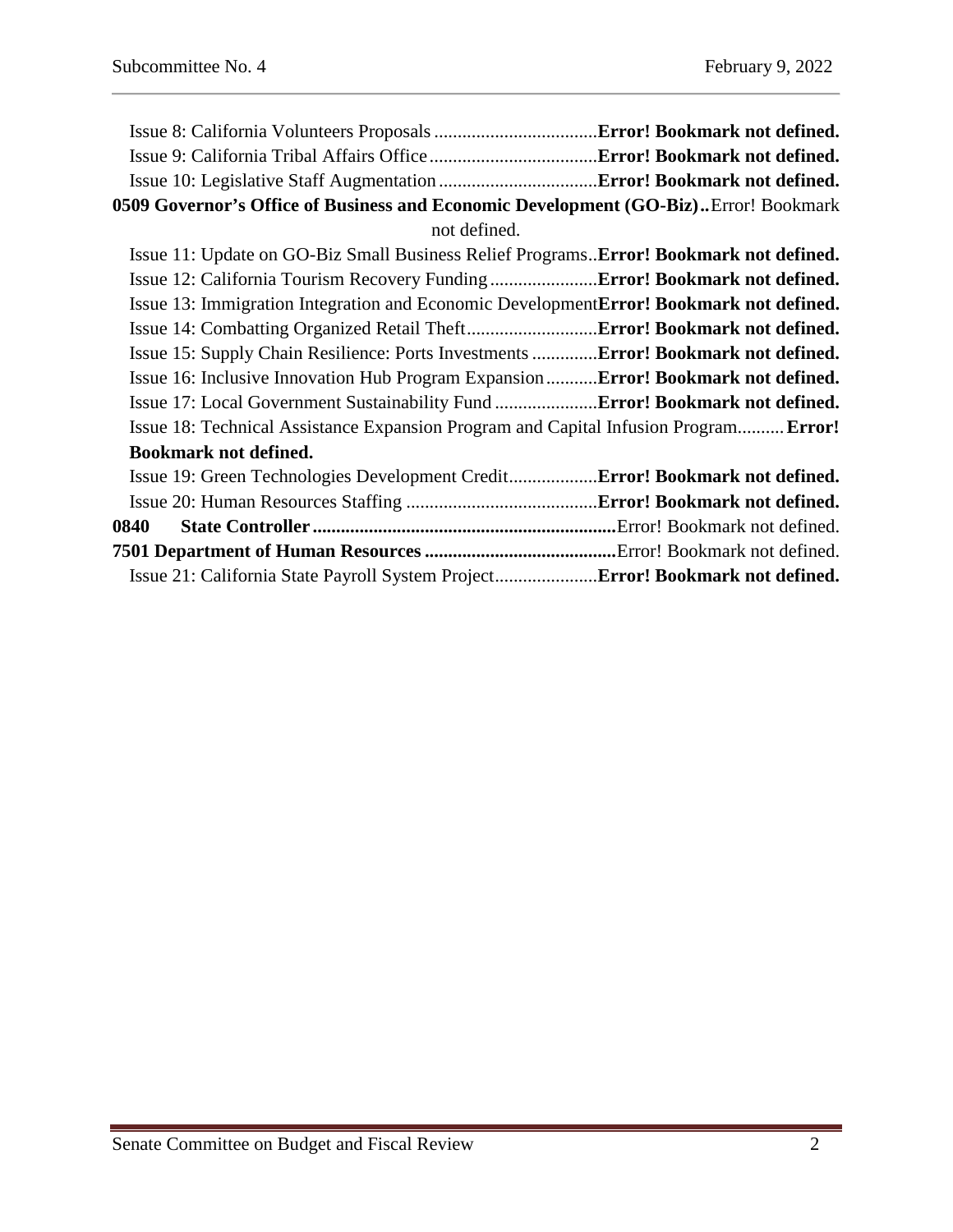Issue 8: California Volunteers Proposals ...................................**Error! Bookmark not defined.**
Issue 9: California Tribal Affairs Office ....................................**Error! Bookmark not defined.**
Issue 10: Legislative Staff Augmentation ..................................**Error! Bookmark not defined.**

**0509 Governor's Office of Business and Economic Development (GO-Biz)..** Error! Bookmark not defined.

Issue 11: Update on GO-Biz Small Business Relief Programs..**Error! Bookmark not defined.**
Issue 12: California Tourism Recovery Funding .......................**Error! Bookmark not defined.**
Issue 13: Immigration Integration and Economic Development**Error! Bookmark not defined.**
Issue 14: Combatting Organized Retail Theft............................**Error! Bookmark not defined.**
Issue 15: Supply Chain Resilience: Ports Investments ..............**Error! Bookmark not defined.**
Issue 16: Inclusive Innovation Hub Program Expansion ...........**Error! Bookmark not defined.**
Issue 17: Local Government Sustainability Fund ......................**Error! Bookmark not defined.**
Issue 18: Technical Assistance Expansion Program and Capital Infusion Program..........**Error! Bookmark not defined.**
Issue 19: Green Technologies Development Credit...................**Error! Bookmark not defined.**
Issue 20: Human Resources Staffing .........................................**Error! Bookmark not defined.**

**0840 State Controller.................................................................** Error! Bookmark not defined.

**7501 Department of Human Resources .........................................** Error! Bookmark not defined.

Issue 21: California State Payroll System Project......................**Error! Bookmark not defined.**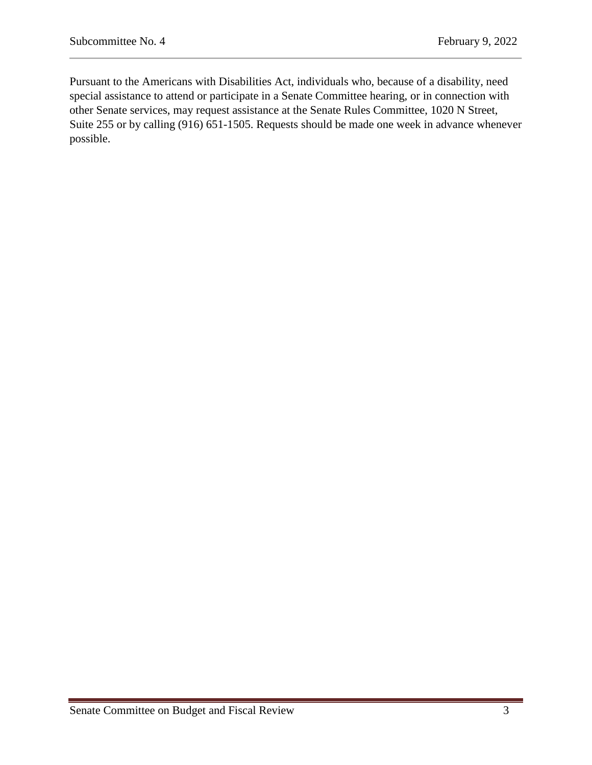Pursuant to the Americans with Disabilities Act, individuals who, because of a disability, need special assistance to attend or participate in a Senate Committee hearing, or in connection with other Senate services, may request assistance at the Senate Rules Committee, 1020 N Street, Suite 255 or by calling (916) 651-1505. Requests should be made one week in advance whenever possible.